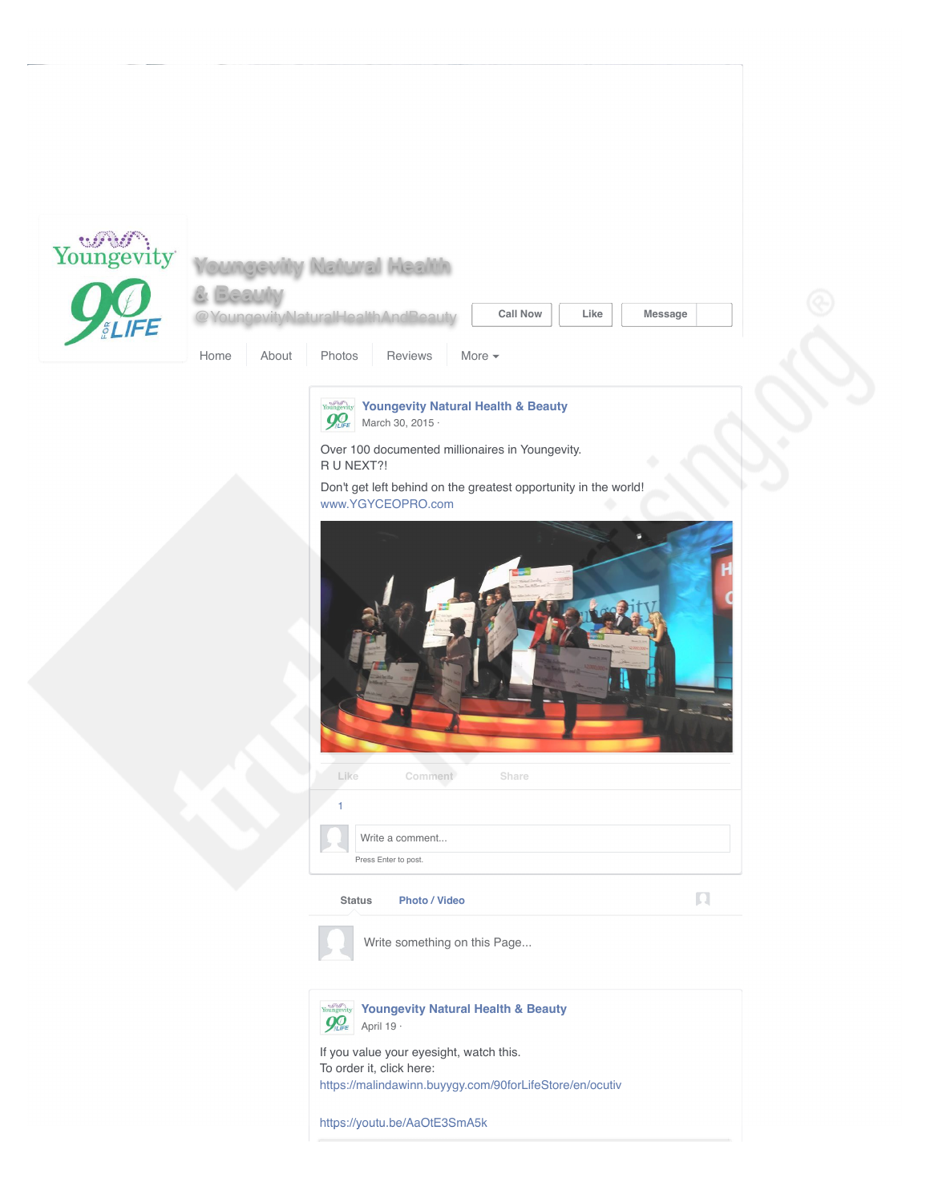Youngevity Natural Health & Beauty

@YoungevityNaturalHealthAndBeauty

Call Now | Like | Message

Home | About | Photos | Reviews | More

**Youngevity Natural Health & Beauty**
March 30, 2015 ·

Over 100 documented millionaires in Youngevity.
R U NEXT?!

Don't get left behind on the greatest opportunity in the world!
www.YGYCEOPRO.com

Like | Comment | Share

1

Write a comment...

Press Enter to post.

Status | Photo / Video

Write something on this Page...

**Youngevity Natural Health & Beauty**
April 19 ·

If you value your eyesight, watch this.
To order it, click here:
https://malindawinn.buyygy.com/90forLifeStore/en/ocutiv

https://youtu.be/AaOtE3SmA5k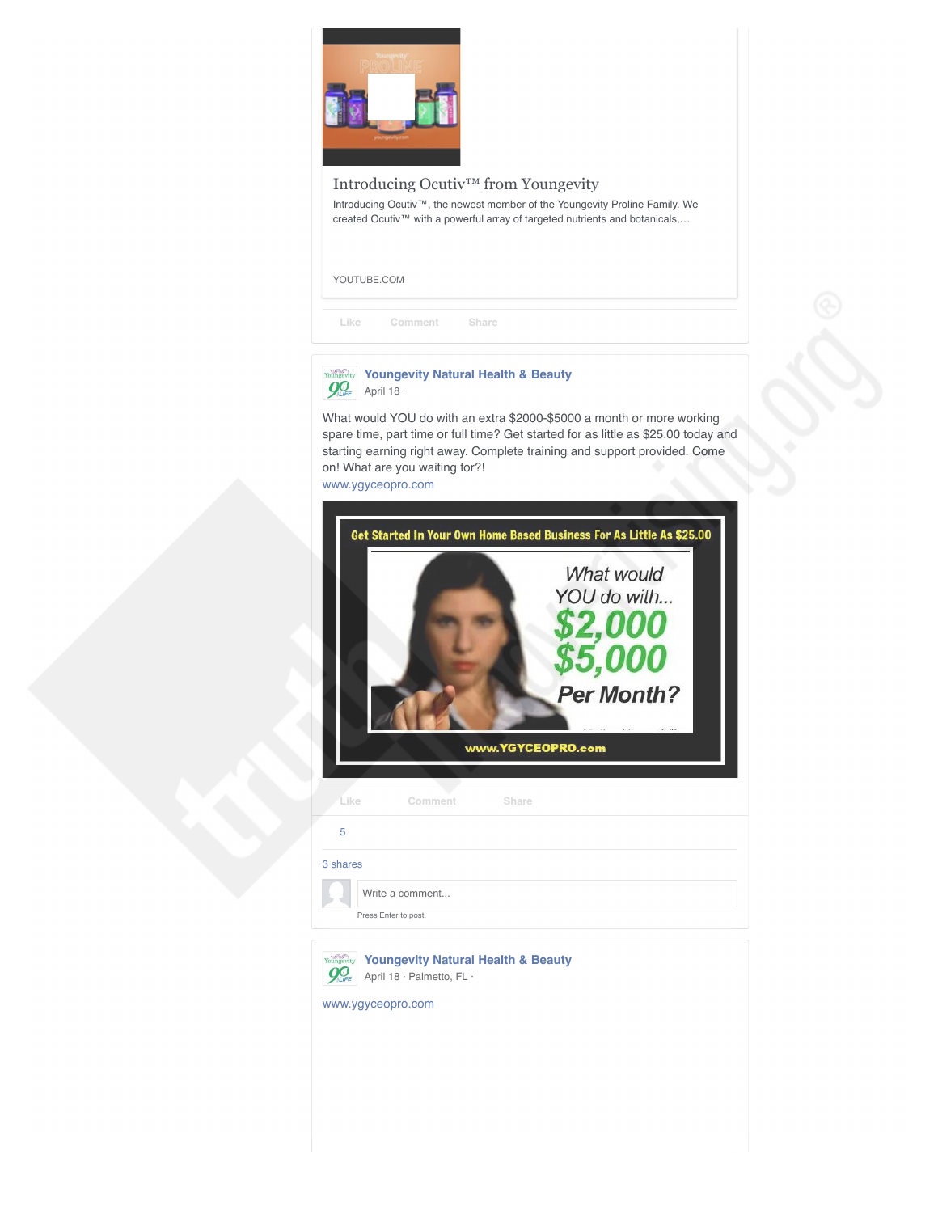## Introducing Ocutiv™ from Youngevity

Introducing Ocutiv™, the newest member of the Youngevity Proline Family. We created Ocutiv™ with a powerful array of targeted nutrients and botanicals,...

YOUTUBE.COM

Like Comment Share

**Youngevity Natural Health & Beauty**
April 18 ·

What would YOU do with an extra $2000-$5000 a month or more working spare time, part time or full time? Get started for as little as $25.00 today and starting earning right away. Complete training and support provided. Come on! What are you waiting for?!
www.ygyceopro.com

Get Started In Your Own Home Based Business For As Little As $25.00

What would YOU do with... $2,000 $5,000 Per Month?

www.YGYCEOPRO.com

Like Comment Share

5

3 shares

Write a comment...

Press Enter to post.

**Youngevity Natural Health & Beauty**
April 18 · Palmetto, FL ·

www.ygyceopro.com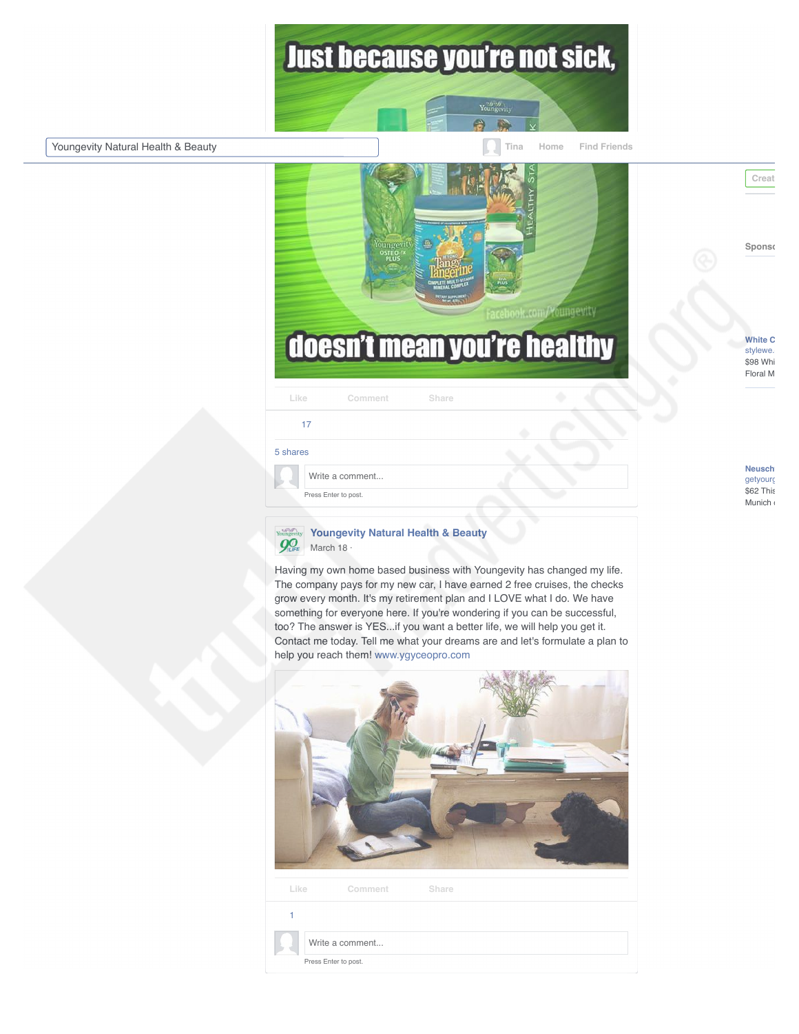Youngevity Natural Health & Beauty

Tina Home Find Friends

Just because you're not sick,

doesn't mean you're healthy

Like Comment Share

17

5 shares

Write a comment...

Press Enter to post.

**Youngevity Natural Health & Beauty**

March 18 ·

Having my own home based business with Youngevity has changed my life. The company pays for my new car, I have earned 2 free cruises, the checks grow every month. It's my retirement plan and I LOVE what I do. We have something for everyone here. If you're wondering if you can be successful, too? The answer is YES...if you want a better life, we will help you get it. Contact me today. Tell me what your dreams are and let's formulate a plan to help you reach them! www.ygyceopro.com

Like Comment Share

1

Write a comment...

Press Enter to post.